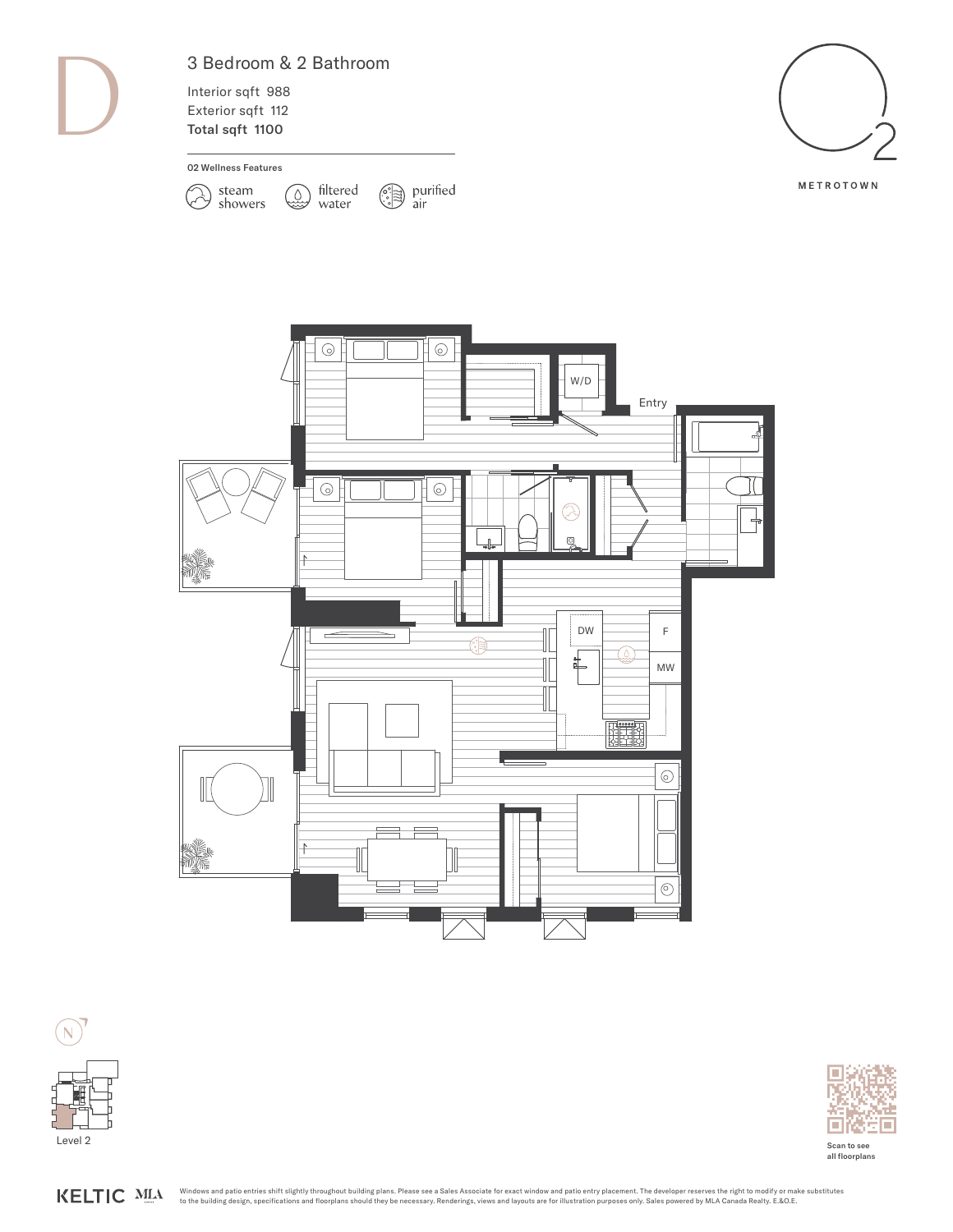# D

## 3 Bedroom & 2 Bathroom

Interior sqft 988

Exterior sqft 112

**Total sqft 1100**

O2 Wellness Features

- steam showers
- filtered water
- purified air

O2 METROTOWN

W/D

Entry

DW

F

MW

Level 2

Scan to see all floorplans

KELTIC MLA

Windows and patio entries shift slightly throughout building plans. Please see a Sales Associate for exact window and patio entry placement. The developer reserves the right to modify or make substitutes to the building design, specifications and floorplans should they be necessary. Renderings, views and layouts are for illustration purposes only. Sales powered by MLA Canada Realty. E.&O.E.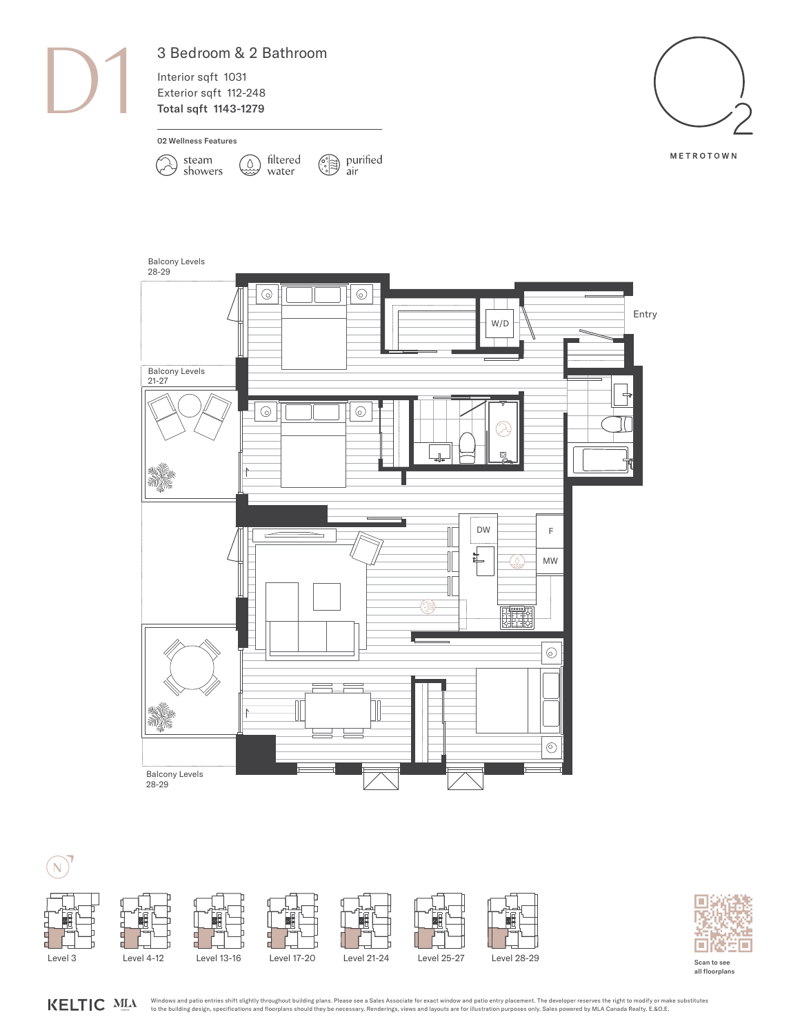# D1

## 3 Bedroom & 2 Bathroom

Interior sqft 1031
Exterior sqft 112-248
**Total sqft 1143-1279**

**O2 Wellness Features**

- steam showers
- filtered water
- purified air

O2 METROTOWN

Balcony Levels 28-29

Balcony Levels 21-27

Entry

W/D

DW

F

MW

Balcony Levels 28-29

N

Level 3 | Level 4-12 | Level 13-16 | Level 17-20 | Level 21-24 | Level 25-27 | Level 28-29

Scan to see all floorplans

KELTIC MLA

Windows and patio entries shift slightly throughout building plans. Please see a Sales Associate for exact window and patio entry placement. The developer reserves the right to modify or make substitutes to the building design, specifications and floorplans should they be necessary. Renderings, views and layouts are for illustration purposes only. Sales powered by MLA Canada Realty. E.&O.E.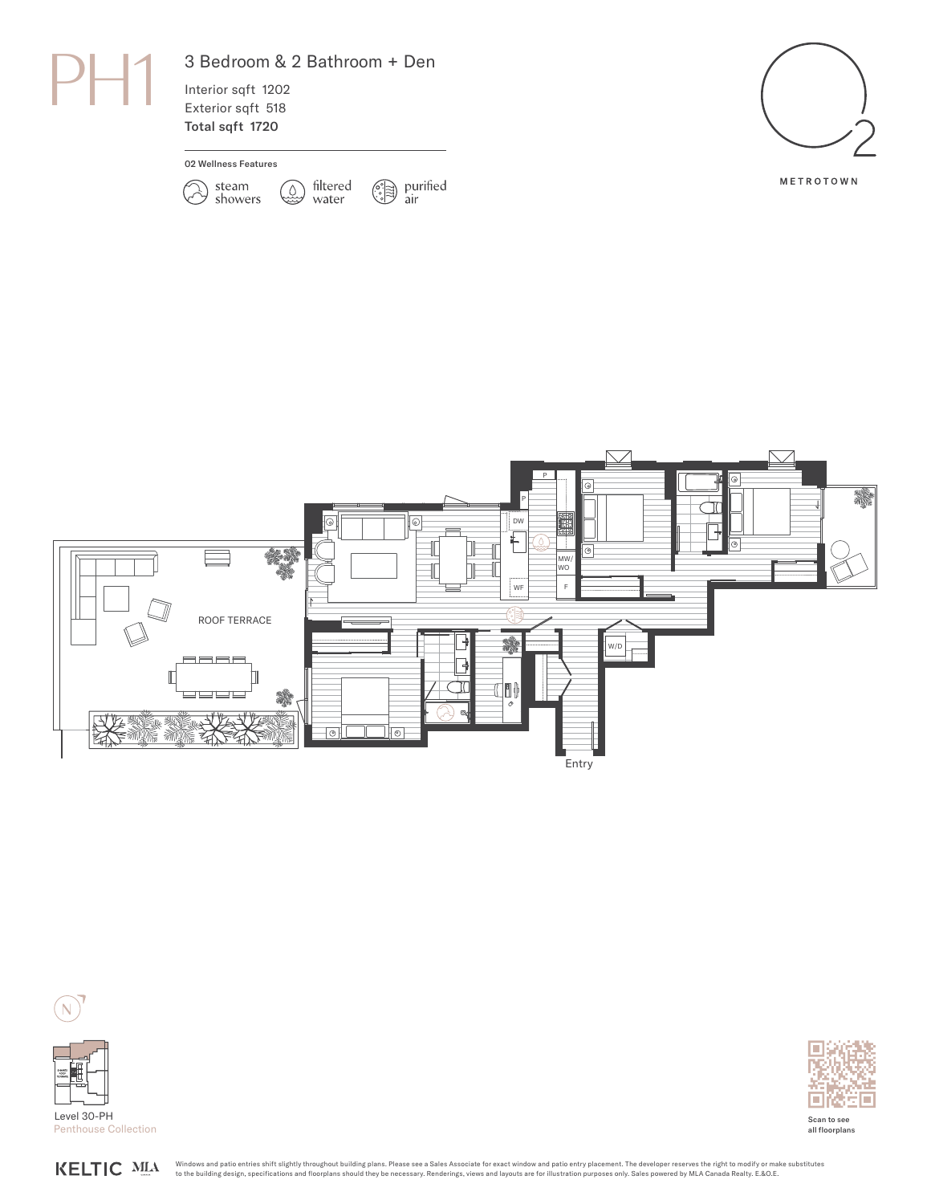# PH1

## 3 Bedroom & 2 Bathroom + Den

Interior sqft 1202
Exterior sqft 518
**Total sqft 1720**

**02 Wellness Features**

- steam showers
- filtered water
- purified air

METROTOWN

ROOF TERRACE

Entry

Level 30-PH
Penthouse Collection

Scan to see all floorplans

KELTIC MLA

Windows and patio entries shift slightly throughout building plans. Please see a Sales Associate for exact window and patio entry placement. The developer reserves the right to modify or make substitutes to the building design, specifications and floorplans should they be necessary. Renderings, views and layouts are for illustration purposes only. Sales powered by MLA Canada Realty. E.&O.E.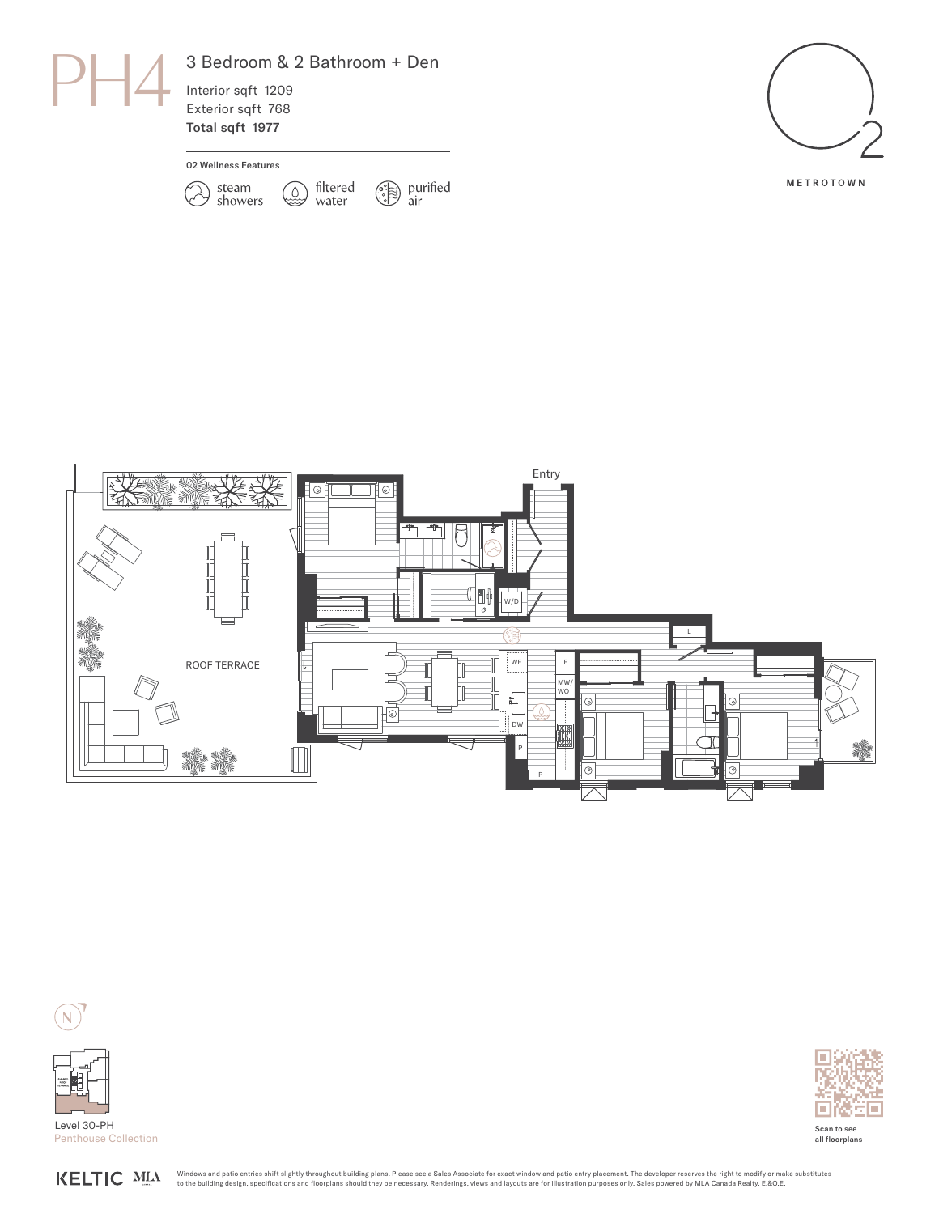# PH4

## 3 Bedroom & 2 Bathroom + Den

Interior sqft 1209
Exterior sqft 768
**Total sqft 1977**

**02 Wellness Features**

- steam showers
- filtered water
- purified air

METROTOWN

Entry

ROOF TERRACE

W/D

L

WF

F

MW/WO

DW

P

P

Level 30-PH
Penthouse Collection

Scan to see all floorplans

KELTIC MLA

Windows and patio entries shift slightly throughout building plans. Please see a Sales Associate for exact window and patio entry placement. The developer reserves the right to modify or make substitutes to the building design, specifications and floorplans should they be necessary. Renderings, views and layouts are for illustration purposes only. Sales powered by MLA Canada Realty. E.&O.E.